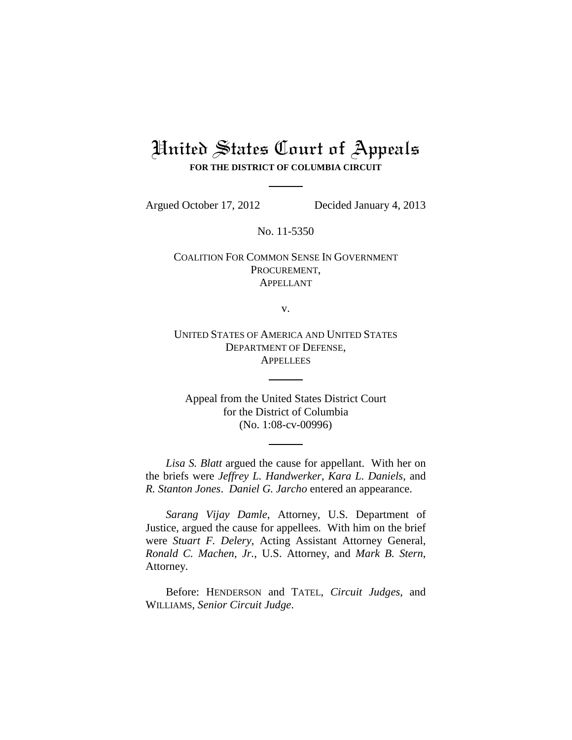# United States Court of Appeals

**FOR THE DISTRICT OF COLUMBIA CIRCUIT**

Argued October 17, 2012 Decided January 4, 2013

No. 11-5350

COALITION FOR COMMON SENSE IN GOVERNMENT PROCUREMENT,
APPELLANT

v.

UNITED STATES OF AMERICA AND UNITED STATES DEPARTMENT OF DEFENSE,
APPELLEES

Appeal from the United States District Court
for the District of Columbia
(No. 1:08-cv-00996)

*Lisa S. Blatt* argued the cause for appellant. With her on the briefs were *Jeffrey L. Handwerker*, *Kara L. Daniels*, and *R. Stanton Jones*. *Daniel G. Jarcho* entered an appearance.

*Sarang Vijay Damle*, Attorney, U.S. Department of Justice, argued the cause for appellees. With him on the brief were *Stuart F. Delery*, Acting Assistant Attorney General, *Ronald C. Machen*, *Jr.*, U.S. Attorney, and *Mark B. Stern*, Attorney.

Before: HENDERSON and TATEL, *Circuit Judges*, and WILLIAMS, *Senior Circuit Judge*.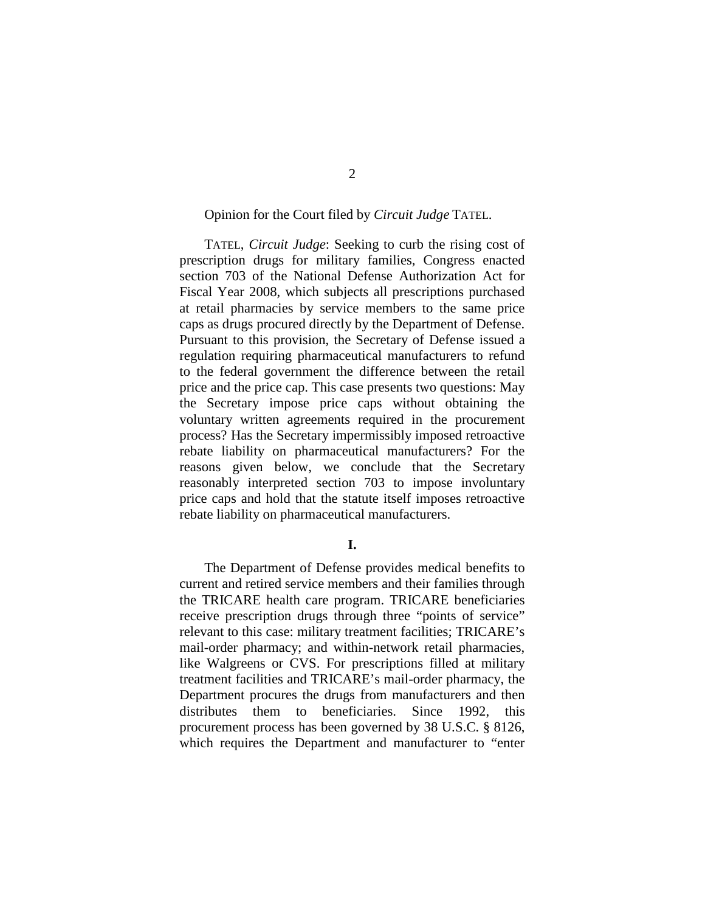Opinion for the Court filed by *Circuit Judge* TATEL.

TATEL, *Circuit Judge*: Seeking to curb the rising cost of prescription drugs for military families, Congress enacted section 703 of the National Defense Authorization Act for Fiscal Year 2008, which subjects all prescriptions purchased at retail pharmacies by service members to the same price caps as drugs procured directly by the Department of Defense. Pursuant to this provision, the Secretary of Defense issued a regulation requiring pharmaceutical manufacturers to refund to the federal government the difference between the retail price and the price cap. This case presents two questions: May the Secretary impose price caps without obtaining the voluntary written agreements required in the procurement process? Has the Secretary impermissibly imposed retroactive rebate liability on pharmaceutical manufacturers? For the reasons given below, we conclude that the Secretary reasonably interpreted section 703 to impose involuntary price caps and hold that the statute itself imposes retroactive rebate liability on pharmaceutical manufacturers.

## I.

The Department of Defense provides medical benefits to current and retired service members and their families through the TRICARE health care program. TRICARE beneficiaries receive prescription drugs through three "points of service" relevant to this case: military treatment facilities; TRICARE's mail-order pharmacy; and within-network retail pharmacies, like Walgreens or CVS. For prescriptions filled at military treatment facilities and TRICARE's mail-order pharmacy, the Department procures the drugs from manufacturers and then distributes them to beneficiaries. Since 1992, this procurement process has been governed by 38 U.S.C. § 8126, which requires the Department and manufacturer to "enter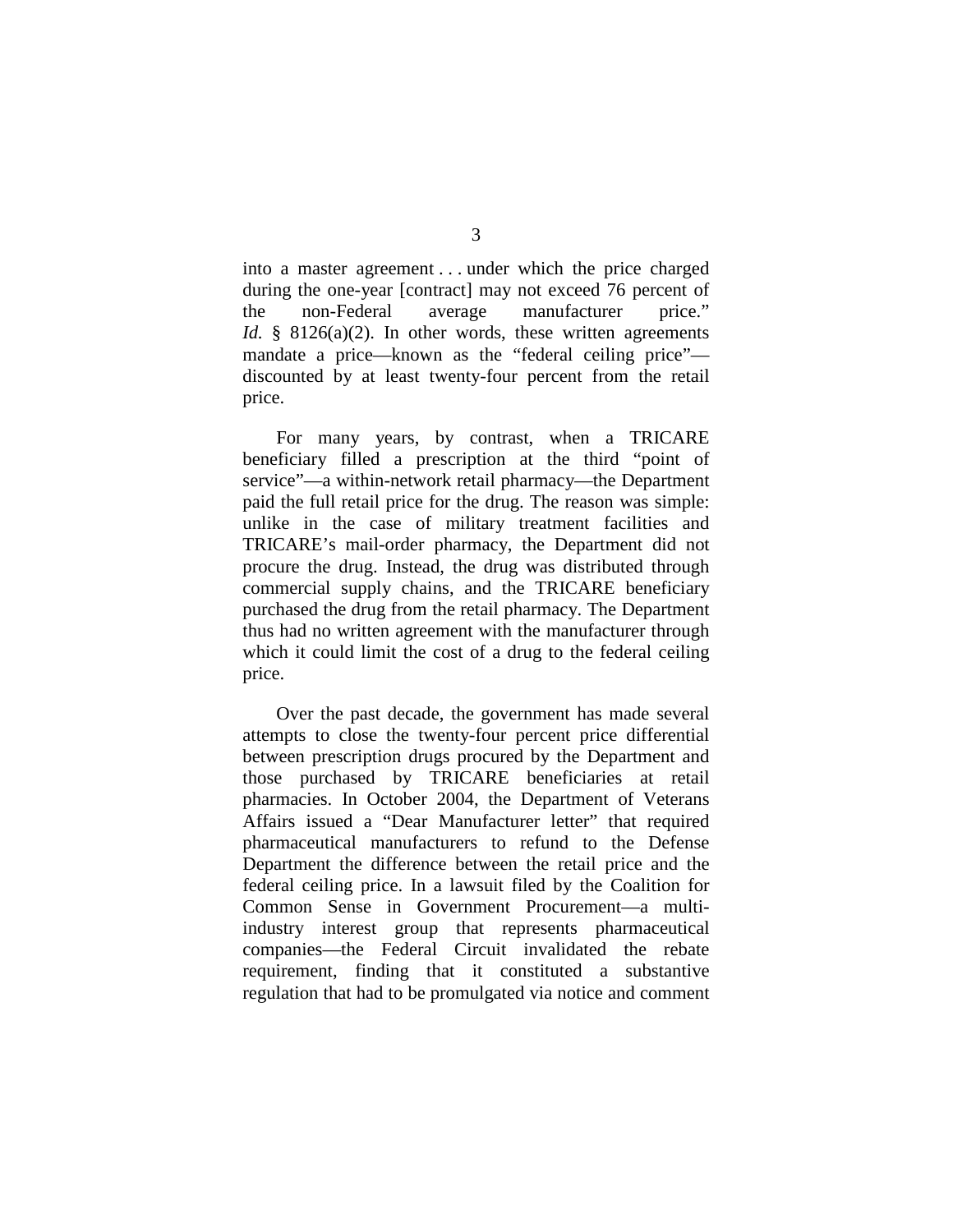into a master agreement . . . under which the price charged during the one-year [contract] may not exceed 76 percent of the non-Federal average manufacturer price." *Id.* § 8126(a)(2). In other words, these written agreements mandate a price—known as the "federal ceiling price"—discounted by at least twenty-four percent from the retail price.

For many years, by contrast, when a TRICARE beneficiary filled a prescription at the third "point of service"—a within-network retail pharmacy—the Department paid the full retail price for the drug. The reason was simple: unlike in the case of military treatment facilities and TRICARE's mail-order pharmacy, the Department did not procure the drug. Instead, the drug was distributed through commercial supply chains, and the TRICARE beneficiary purchased the drug from the retail pharmacy. The Department thus had no written agreement with the manufacturer through which it could limit the cost of a drug to the federal ceiling price.

Over the past decade, the government has made several attempts to close the twenty-four percent price differential between prescription drugs procured by the Department and those purchased by TRICARE beneficiaries at retail pharmacies. In October 2004, the Department of Veterans Affairs issued a "Dear Manufacturer letter" that required pharmaceutical manufacturers to refund to the Defense Department the difference between the retail price and the federal ceiling price. In a lawsuit filed by the Coalition for Common Sense in Government Procurement—a multi-industry interest group that represents pharmaceutical companies—the Federal Circuit invalidated the rebate requirement, finding that it constituted a substantive regulation that had to be promulgated via notice and comment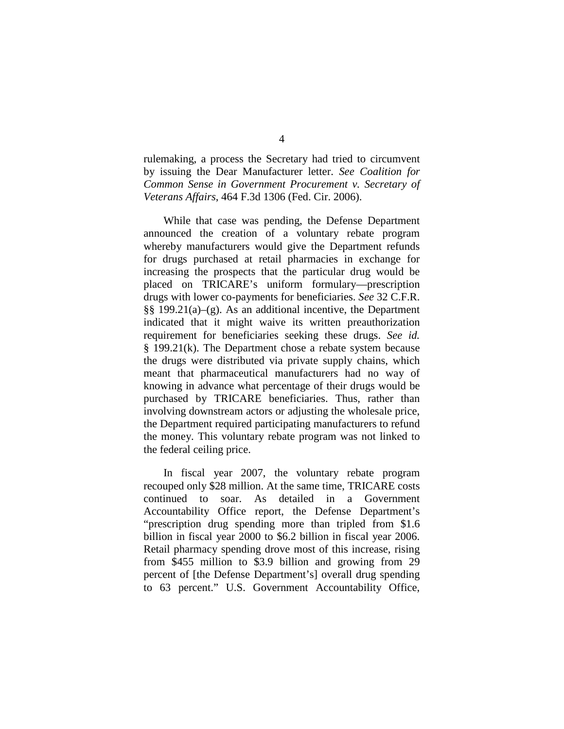rulemaking, a process the Secretary had tried to circumvent by issuing the Dear Manufacturer letter. *See Coalition for Common Sense in Government Procurement v. Secretary of Veterans Affairs*, 464 F.3d 1306 (Fed. Cir. 2006).

While that case was pending, the Defense Department announced the creation of a voluntary rebate program whereby manufacturers would give the Department refunds for drugs purchased at retail pharmacies in exchange for increasing the prospects that the particular drug would be placed on TRICARE's uniform formulary—prescription drugs with lower co-payments for beneficiaries. *See* 32 C.F.R. §§ 199.21(a)–(g). As an additional incentive, the Department indicated that it might waive its written preauthorization requirement for beneficiaries seeking these drugs. *See id.* § 199.21(k). The Department chose a rebate system because the drugs were distributed via private supply chains, which meant that pharmaceutical manufacturers had no way of knowing in advance what percentage of their drugs would be purchased by TRICARE beneficiaries. Thus, rather than involving downstream actors or adjusting the wholesale price, the Department required participating manufacturers to refund the money. This voluntary rebate program was not linked to the federal ceiling price.

In fiscal year 2007, the voluntary rebate program recouped only $28 million. At the same time, TRICARE costs continued to soar. As detailed in a Government Accountability Office report, the Defense Department's "prescription drug spending more than tripled from $1.6 billion in fiscal year 2000 to $6.2 billion in fiscal year 2006. Retail pharmacy spending drove most of this increase, rising from $455 million to $3.9 billion and growing from 29 percent of [the Defense Department's] overall drug spending to 63 percent." U.S. Government Accountability Office,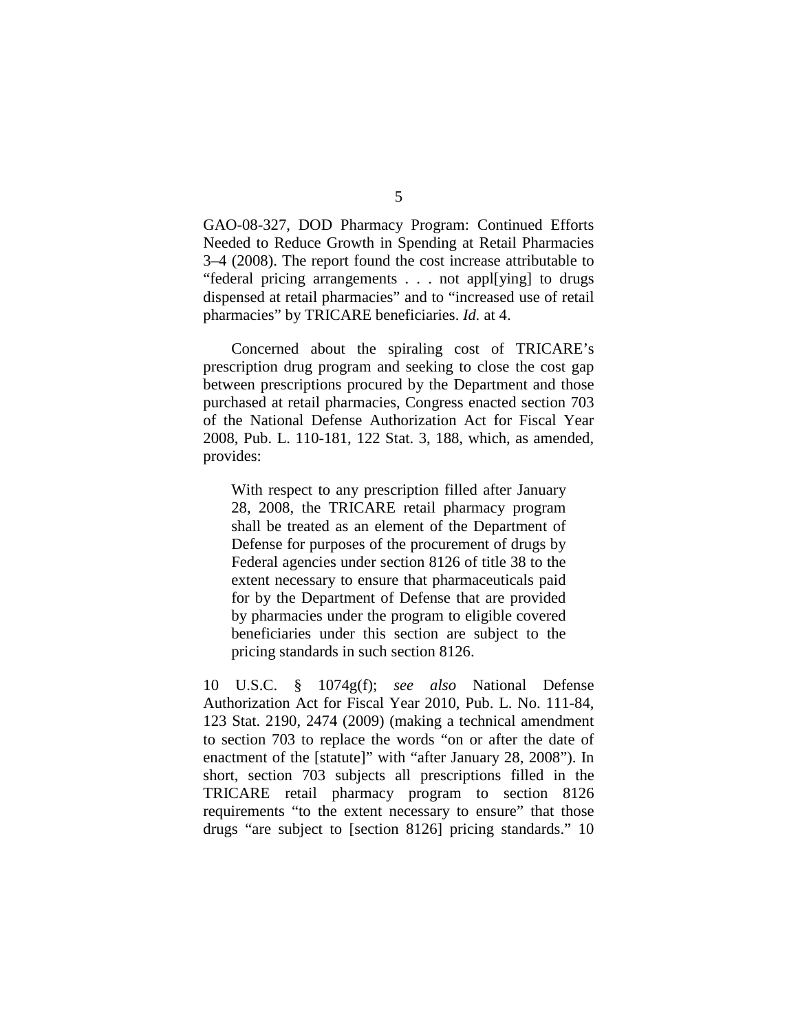GAO-08-327, DOD Pharmacy Program: Continued Efforts Needed to Reduce Growth in Spending at Retail Pharmacies 3–4 (2008). The report found the cost increase attributable to "federal pricing arrangements . . . not appl[ying] to drugs dispensed at retail pharmacies" and to "increased use of retail pharmacies" by TRICARE beneficiaries. *Id.* at 4.

Concerned about the spiraling cost of TRICARE's prescription drug program and seeking to close the cost gap between prescriptions procured by the Department and those purchased at retail pharmacies, Congress enacted section 703 of the National Defense Authorization Act for Fiscal Year 2008, Pub. L. 110-181, 122 Stat. 3, 188, which, as amended, provides:

> With respect to any prescription filled after January 28, 2008, the TRICARE retail pharmacy program shall be treated as an element of the Department of Defense for purposes of the procurement of drugs by Federal agencies under section 8126 of title 38 to the extent necessary to ensure that pharmaceuticals paid for by the Department of Defense that are provided by pharmacies under the program to eligible covered beneficiaries under this section are subject to the pricing standards in such section 8126.

10 U.S.C. § 1074g(f); *see also* National Defense Authorization Act for Fiscal Year 2010, Pub. L. No. 111-84, 123 Stat. 2190, 2474 (2009) (making a technical amendment to section 703 to replace the words "on or after the date of enactment of the [statute]" with "after January 28, 2008"). In short, section 703 subjects all prescriptions filled in the TRICARE retail pharmacy program to section 8126 requirements "to the extent necessary to ensure" that those drugs "are subject to [section 8126] pricing standards." 10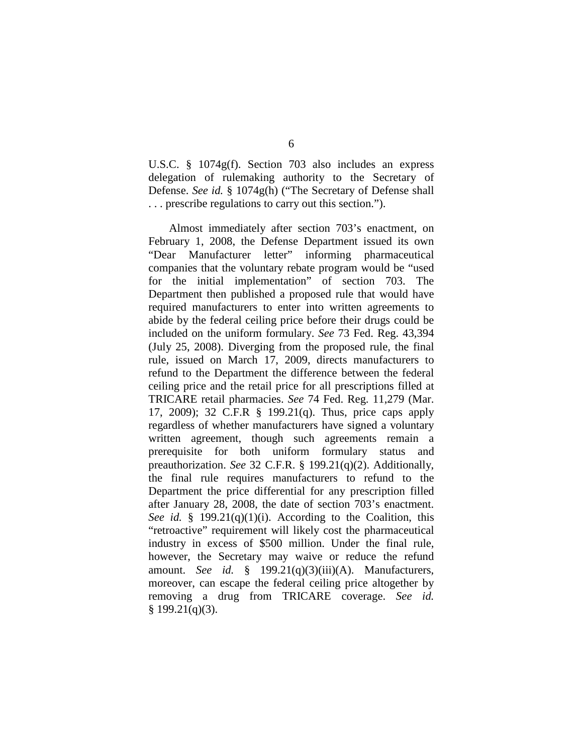U.S.C. § 1074g(f). Section 703 also includes an express delegation of rulemaking authority to the Secretary of Defense. *See id.* § 1074g(h) ("The Secretary of Defense shall . . . prescribe regulations to carry out this section.").

Almost immediately after section 703's enactment, on February 1, 2008, the Defense Department issued its own "Dear Manufacturer letter" informing pharmaceutical companies that the voluntary rebate program would be "used for the initial implementation" of section 703. The Department then published a proposed rule that would have required manufacturers to enter into written agreements to abide by the federal ceiling price before their drugs could be included on the uniform formulary. *See* 73 Fed. Reg. 43,394 (July 25, 2008). Diverging from the proposed rule, the final rule, issued on March 17, 2009, directs manufacturers to refund to the Department the difference between the federal ceiling price and the retail price for all prescriptions filled at TRICARE retail pharmacies. *See* 74 Fed. Reg. 11,279 (Mar. 17, 2009); 32 C.F.R § 199.21(q). Thus, price caps apply regardless of whether manufacturers have signed a voluntary written agreement, though such agreements remain a prerequisite for both uniform formulary status and preauthorization. *See* 32 C.F.R. § 199.21(q)(2). Additionally, the final rule requires manufacturers to refund to the Department the price differential for any prescription filled after January 28, 2008, the date of section 703's enactment. *See id.* § 199.21(q)(1)(i). According to the Coalition, this "retroactive" requirement will likely cost the pharmaceutical industry in excess of $500 million. Under the final rule, however, the Secretary may waive or reduce the refund amount. *See id.* § 199.21(q)(3)(iii)(A). Manufacturers, moreover, can escape the federal ceiling price altogether by removing a drug from TRICARE coverage. *See id.* § 199.21(q)(3).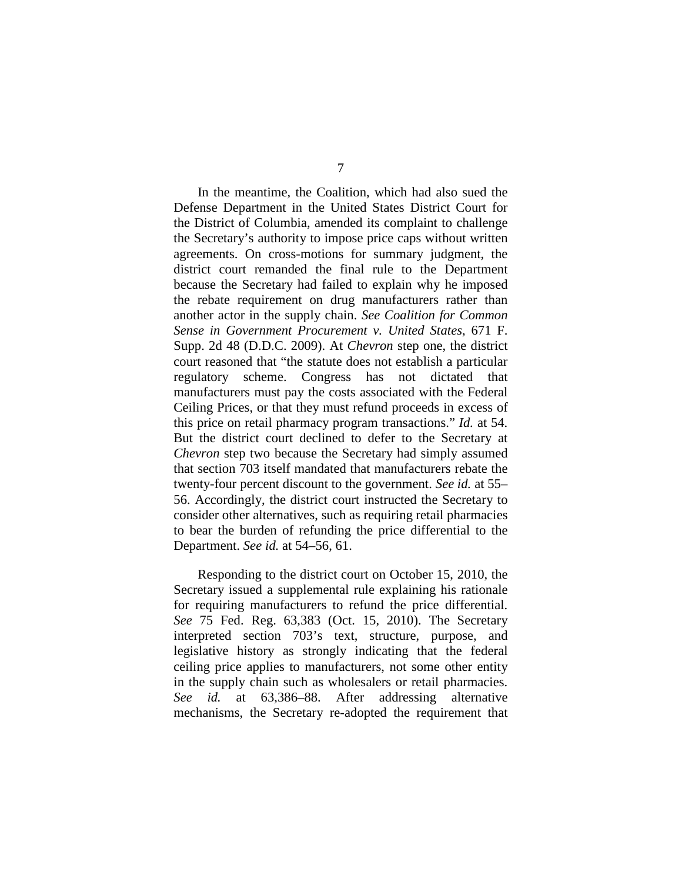In the meantime, the Coalition, which had also sued the Defense Department in the United States District Court for the District of Columbia, amended its complaint to challenge the Secretary's authority to impose price caps without written agreements. On cross-motions for summary judgment, the district court remanded the final rule to the Department because the Secretary had failed to explain why he imposed the rebate requirement on drug manufacturers rather than another actor in the supply chain. *See Coalition for Common Sense in Government Procurement v. United States*, 671 F. Supp. 2d 48 (D.D.C. 2009). At *Chevron* step one, the district court reasoned that "the statute does not establish a particular regulatory scheme. Congress has not dictated that manufacturers must pay the costs associated with the Federal Ceiling Prices, or that they must refund proceeds in excess of this price on retail pharmacy program transactions." *Id.* at 54. But the district court declined to defer to the Secretary at *Chevron* step two because the Secretary had simply assumed that section 703 itself mandated that manufacturers rebate the twenty-four percent discount to the government. *See id.* at 55–56. Accordingly, the district court instructed the Secretary to consider other alternatives, such as requiring retail pharmacies to bear the burden of refunding the price differential to the Department. *See id.* at 54–56, 61.

Responding to the district court on October 15, 2010, the Secretary issued a supplemental rule explaining his rationale for requiring manufacturers to refund the price differential. *See* 75 Fed. Reg. 63,383 (Oct. 15, 2010). The Secretary interpreted section 703's text, structure, purpose, and legislative history as strongly indicating that the federal ceiling price applies to manufacturers, not some other entity in the supply chain such as wholesalers or retail pharmacies. *See id.* at 63,386–88. After addressing alternative mechanisms, the Secretary re-adopted the requirement that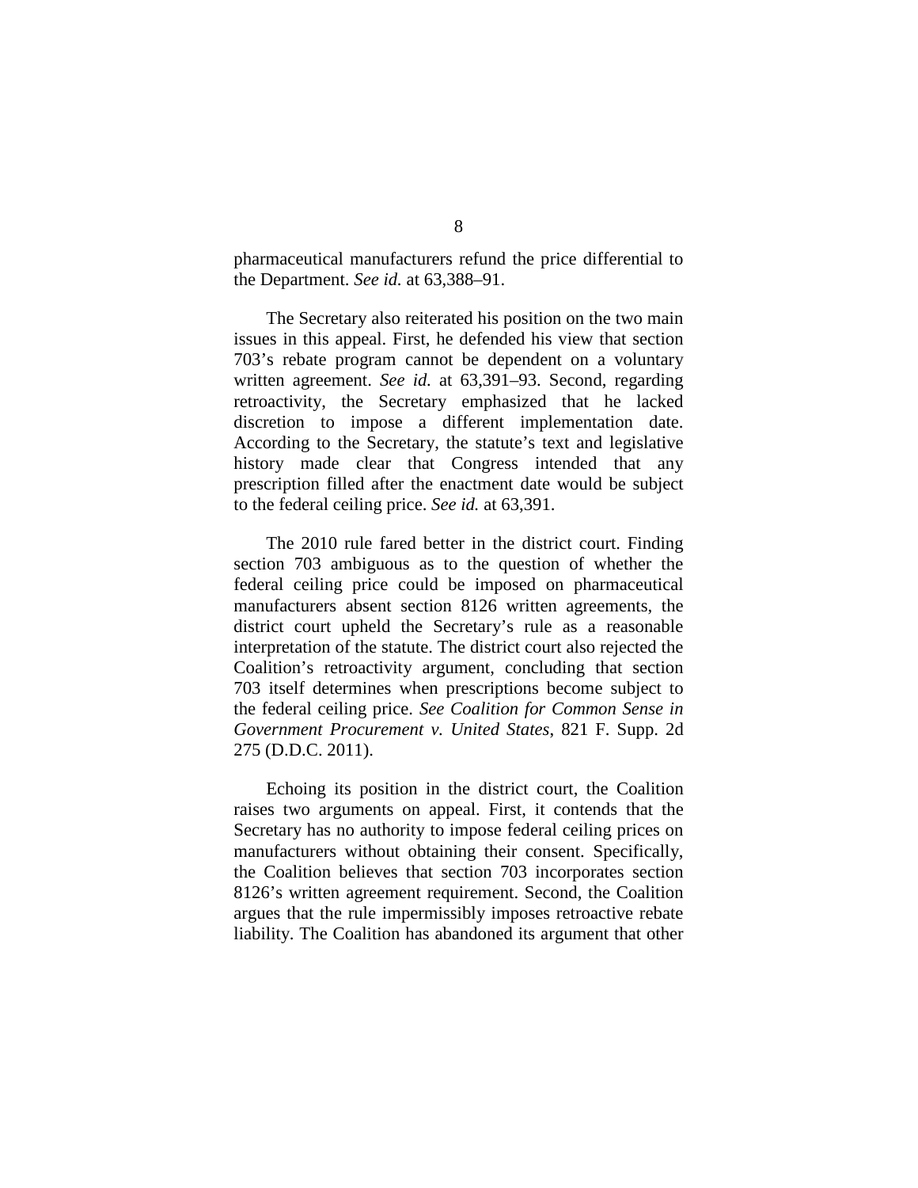pharmaceutical manufacturers refund the price differential to the Department. *See id.* at 63,388–91.

The Secretary also reiterated his position on the two main issues in this appeal. First, he defended his view that section 703's rebate program cannot be dependent on a voluntary written agreement. *See id.* at 63,391–93. Second, regarding retroactivity, the Secretary emphasized that he lacked discretion to impose a different implementation date. According to the Secretary, the statute's text and legislative history made clear that Congress intended that any prescription filled after the enactment date would be subject to the federal ceiling price. *See id.* at 63,391.

The 2010 rule fared better in the district court. Finding section 703 ambiguous as to the question of whether the federal ceiling price could be imposed on pharmaceutical manufacturers absent section 8126 written agreements, the district court upheld the Secretary's rule as a reasonable interpretation of the statute. The district court also rejected the Coalition's retroactivity argument, concluding that section 703 itself determines when prescriptions become subject to the federal ceiling price. *See Coalition for Common Sense in Government Procurement v. United States*, 821 F. Supp. 2d 275 (D.D.C. 2011).

Echoing its position in the district court, the Coalition raises two arguments on appeal. First, it contends that the Secretary has no authority to impose federal ceiling prices on manufacturers without obtaining their consent. Specifically, the Coalition believes that section 703 incorporates section 8126's written agreement requirement. Second, the Coalition argues that the rule impermissibly imposes retroactive rebate liability. The Coalition has abandoned its argument that other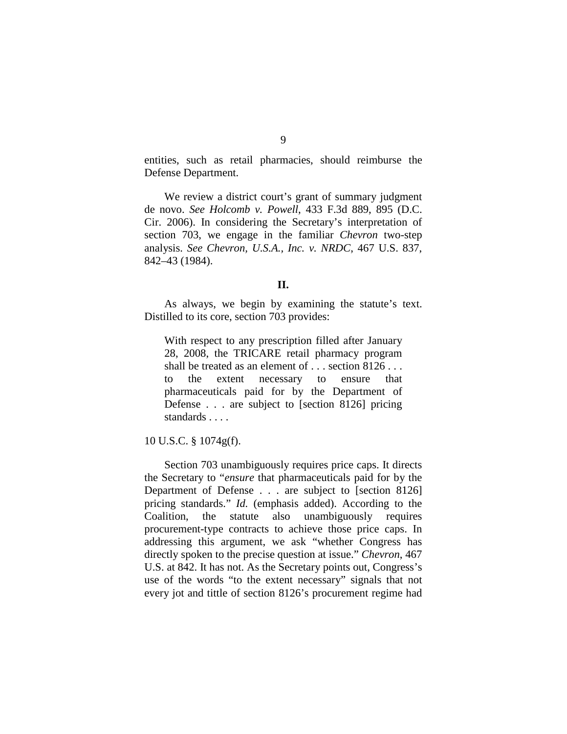entities, such as retail pharmacies, should reimburse the Defense Department.

We review a district court's grant of summary judgment de novo. *See Holcomb v. Powell*, 433 F.3d 889, 895 (D.C. Cir. 2006). In considering the Secretary's interpretation of section 703, we engage in the familiar *Chevron* two-step analysis. *See Chevron, U.S.A., Inc. v. NRDC*, 467 U.S. 837, 842–43 (1984).

## II.

As always, we begin by examining the statute's text. Distilled to its core, section 703 provides:

> With respect to any prescription filled after January 28, 2008, the TRICARE retail pharmacy program shall be treated as an element of . . . section 8126 . . . to the extent necessary to ensure that pharmaceuticals paid for by the Department of Defense . . . are subject to [section 8126] pricing standards . . . .

10 U.S.C. § 1074g(f).

Section 703 unambiguously requires price caps. It directs the Secretary to "*ensure* that pharmaceuticals paid for by the Department of Defense . . . are subject to [section 8126] pricing standards." *Id.* (emphasis added). According to the Coalition, the statute also unambiguously requires procurement-type contracts to achieve those price caps. In addressing this argument, we ask "whether Congress has directly spoken to the precise question at issue." *Chevron*, 467 U.S. at 842. It has not. As the Secretary points out, Congress's use of the words "to the extent necessary" signals that not every jot and tittle of section 8126's procurement regime had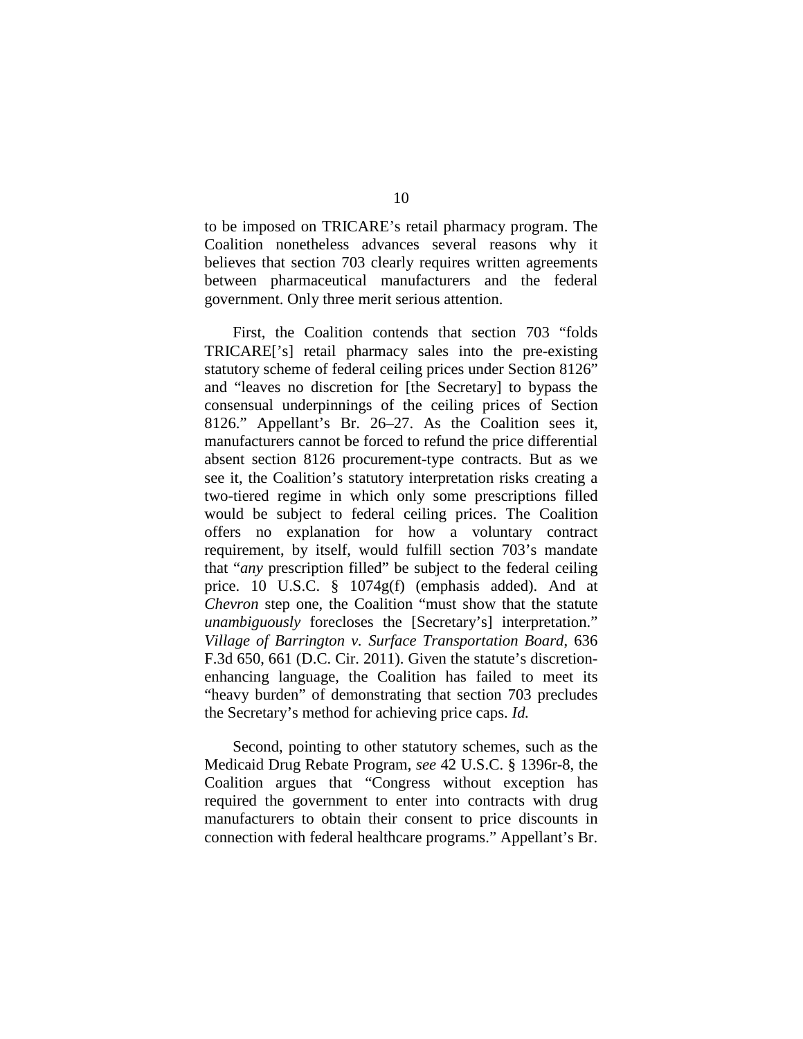to be imposed on TRICARE's retail pharmacy program. The Coalition nonetheless advances several reasons why it believes that section 703 clearly requires written agreements between pharmaceutical manufacturers and the federal government. Only three merit serious attention.

First, the Coalition contends that section 703 "folds TRICARE['s] retail pharmacy sales into the pre-existing statutory scheme of federal ceiling prices under Section 8126" and "leaves no discretion for [the Secretary] to bypass the consensual underpinnings of the ceiling prices of Section 8126." Appellant's Br. 26–27. As the Coalition sees it, manufacturers cannot be forced to refund the price differential absent section 8126 procurement-type contracts. But as we see it, the Coalition's statutory interpretation risks creating a two-tiered regime in which only some prescriptions filled would be subject to federal ceiling prices. The Coalition offers no explanation for how a voluntary contract requirement, by itself, would fulfill section 703's mandate that "*any* prescription filled" be subject to the federal ceiling price. 10 U.S.C. § 1074g(f) (emphasis added). And at *Chevron* step one, the Coalition "must show that the statute *unambiguously* forecloses the [Secretary's] interpretation." *Village of Barrington v. Surface Transportation Board*, 636 F.3d 650, 661 (D.C. Cir. 2011). Given the statute's discretion-enhancing language, the Coalition has failed to meet its "heavy burden" of demonstrating that section 703 precludes the Secretary's method for achieving price caps. *Id.*

Second, pointing to other statutory schemes, such as the Medicaid Drug Rebate Program, *see* 42 U.S.C. § 1396r-8, the Coalition argues that "Congress without exception has required the government to enter into contracts with drug manufacturers to obtain their consent to price discounts in connection with federal healthcare programs." Appellant's Br.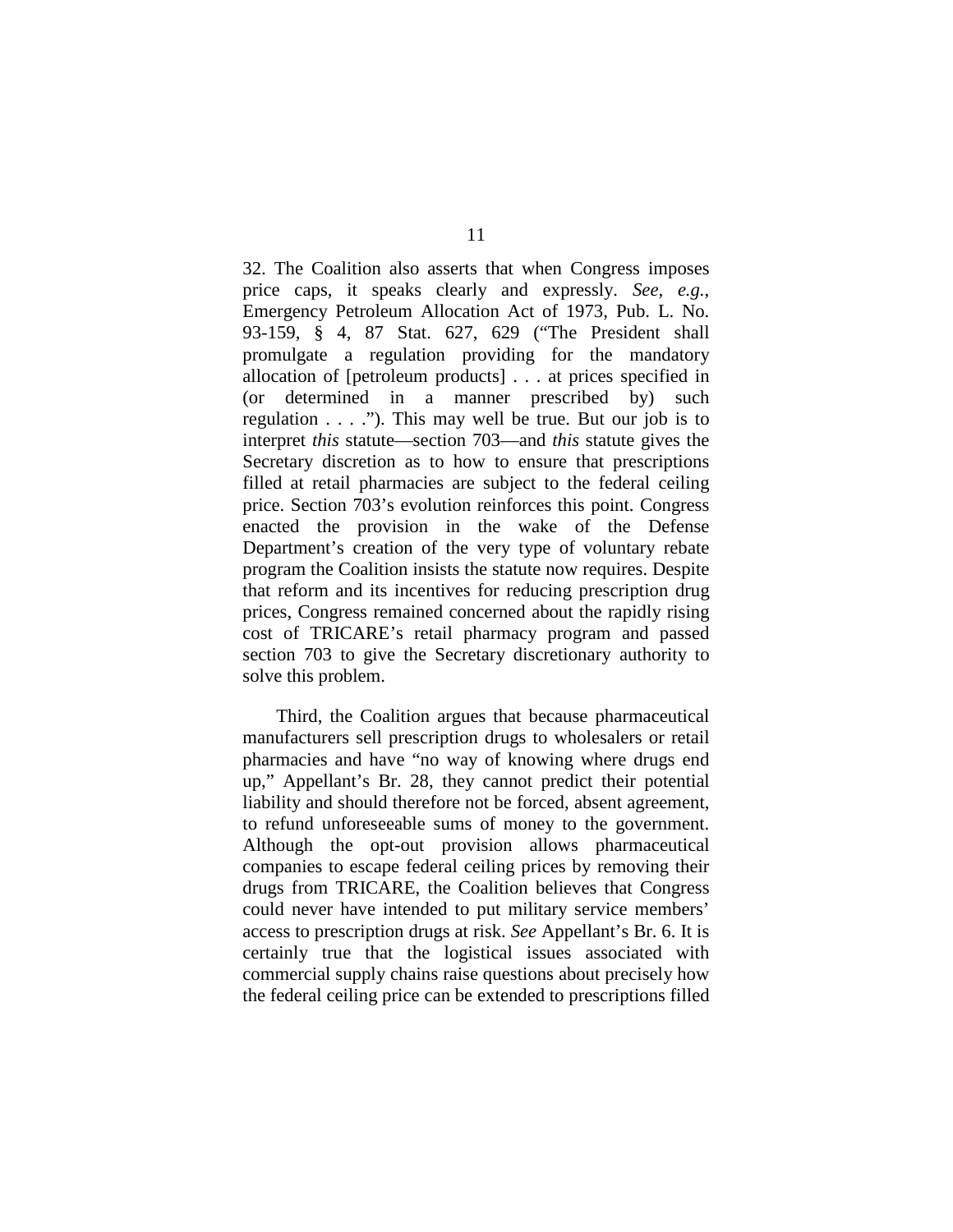32. The Coalition also asserts that when Congress imposes price caps, it speaks clearly and expressly. *See, e.g.*, Emergency Petroleum Allocation Act of 1973, Pub. L. No. 93-159, § 4, 87 Stat. 627, 629 ("The President shall promulgate a regulation providing for the mandatory allocation of [petroleum products] . . . at prices specified in (or determined in a manner prescribed by) such regulation . . . ."). This may well be true. But our job is to interpret *this* statute—section 703—and *this* statute gives the Secretary discretion as to how to ensure that prescriptions filled at retail pharmacies are subject to the federal ceiling price. Section 703's evolution reinforces this point. Congress enacted the provision in the wake of the Defense Department's creation of the very type of voluntary rebate program the Coalition insists the statute now requires. Despite that reform and its incentives for reducing prescription drug prices, Congress remained concerned about the rapidly rising cost of TRICARE's retail pharmacy program and passed section 703 to give the Secretary discretionary authority to solve this problem.

Third, the Coalition argues that because pharmaceutical manufacturers sell prescription drugs to wholesalers or retail pharmacies and have "no way of knowing where drugs end up," Appellant's Br. 28, they cannot predict their potential liability and should therefore not be forced, absent agreement, to refund unforeseeable sums of money to the government. Although the opt-out provision allows pharmaceutical companies to escape federal ceiling prices by removing their drugs from TRICARE, the Coalition believes that Congress could never have intended to put military service members' access to prescription drugs at risk. *See* Appellant's Br. 6. It is certainly true that the logistical issues associated with commercial supply chains raise questions about precisely how the federal ceiling price can be extended to prescriptions filled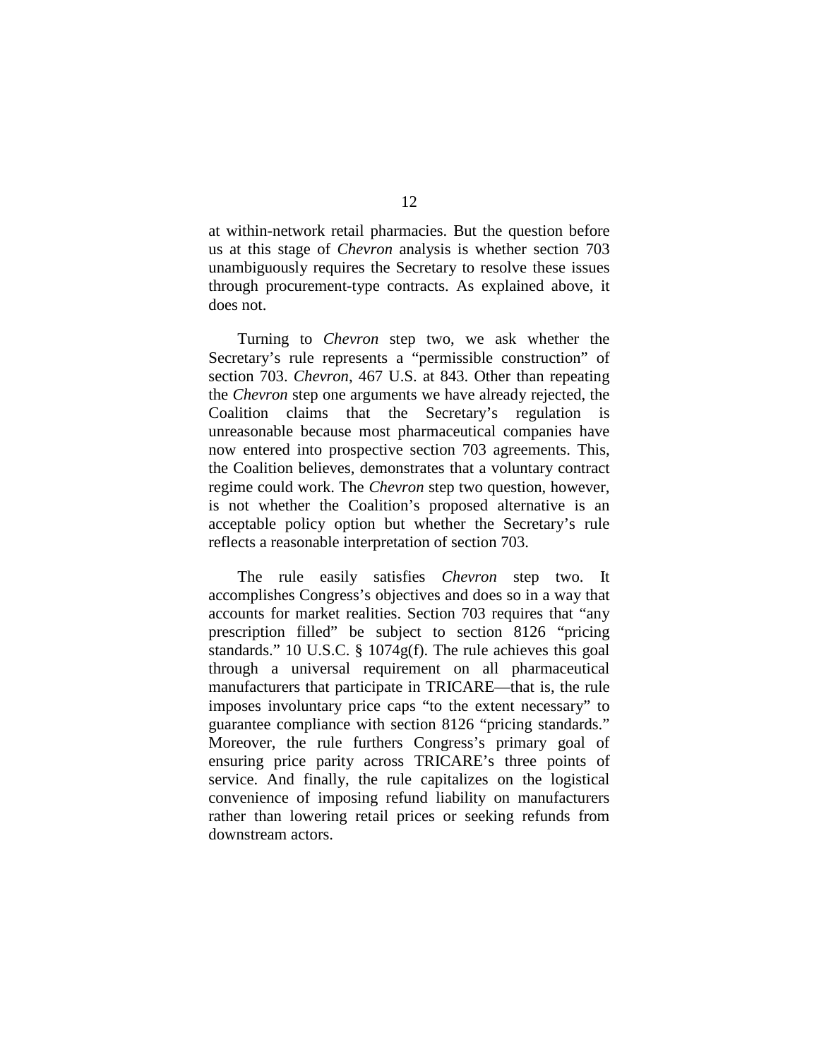at within-network retail pharmacies. But the question before us at this stage of *Chevron* analysis is whether section 703 unambiguously requires the Secretary to resolve these issues through procurement-type contracts. As explained above, it does not.

Turning to *Chevron* step two, we ask whether the Secretary's rule represents a "permissible construction" of section 703. *Chevron*, 467 U.S. at 843. Other than repeating the *Chevron* step one arguments we have already rejected, the Coalition claims that the Secretary's regulation is unreasonable because most pharmaceutical companies have now entered into prospective section 703 agreements. This, the Coalition believes, demonstrates that a voluntary contract regime could work. The *Chevron* step two question, however, is not whether the Coalition's proposed alternative is an acceptable policy option but whether the Secretary's rule reflects a reasonable interpretation of section 703.

The rule easily satisfies *Chevron* step two. It accomplishes Congress's objectives and does so in a way that accounts for market realities. Section 703 requires that "any prescription filled" be subject to section 8126 "pricing standards." 10 U.S.C. § 1074g(f). The rule achieves this goal through a universal requirement on all pharmaceutical manufacturers that participate in TRICARE—that is, the rule imposes involuntary price caps "to the extent necessary" to guarantee compliance with section 8126 "pricing standards." Moreover, the rule furthers Congress's primary goal of ensuring price parity across TRICARE's three points of service. And finally, the rule capitalizes on the logistical convenience of imposing refund liability on manufacturers rather than lowering retail prices or seeking refunds from downstream actors.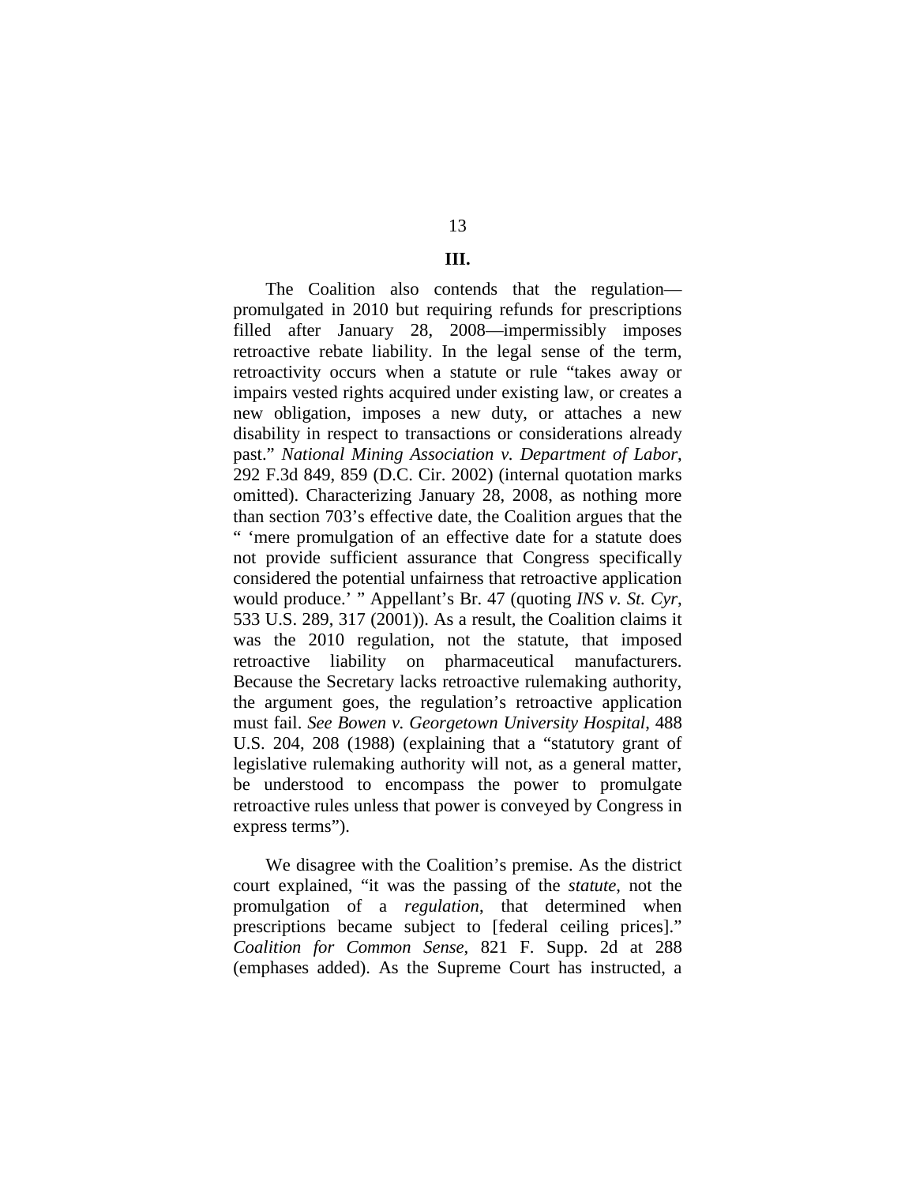## III.

The Coalition also contends that the regulation—promulgated in 2010 but requiring refunds for prescriptions filled after January 28, 2008—impermissibly imposes retroactive rebate liability. In the legal sense of the term, retroactivity occurs when a statute or rule "takes away or impairs vested rights acquired under existing law, or creates a new obligation, imposes a new duty, or attaches a new disability in respect to transactions or considerations already past." *National Mining Association v. Department of Labor*, 292 F.3d 849, 859 (D.C. Cir. 2002) (internal quotation marks omitted). Characterizing January 28, 2008, as nothing more than section 703's effective date, the Coalition argues that the " 'mere promulgation of an effective date for a statute does not provide sufficient assurance that Congress specifically considered the potential unfairness that retroactive application would produce.' " Appellant's Br. 47 (quoting *INS v. St. Cyr*, 533 U.S. 289, 317 (2001)). As a result, the Coalition claims it was the 2010 regulation, not the statute, that imposed retroactive liability on pharmaceutical manufacturers. Because the Secretary lacks retroactive rulemaking authority, the argument goes, the regulation's retroactive application must fail. *See Bowen v. Georgetown University Hospital*, 488 U.S. 204, 208 (1988) (explaining that a "statutory grant of legislative rulemaking authority will not, as a general matter, be understood to encompass the power to promulgate retroactive rules unless that power is conveyed by Congress in express terms").

We disagree with the Coalition's premise. As the district court explained, "it was the passing of the *statute*, not the promulgation of a *regulation*, that determined when prescriptions became subject to [federal ceiling prices]." *Coalition for Common Sense*, 821 F. Supp. 2d at 288 (emphases added). As the Supreme Court has instructed, a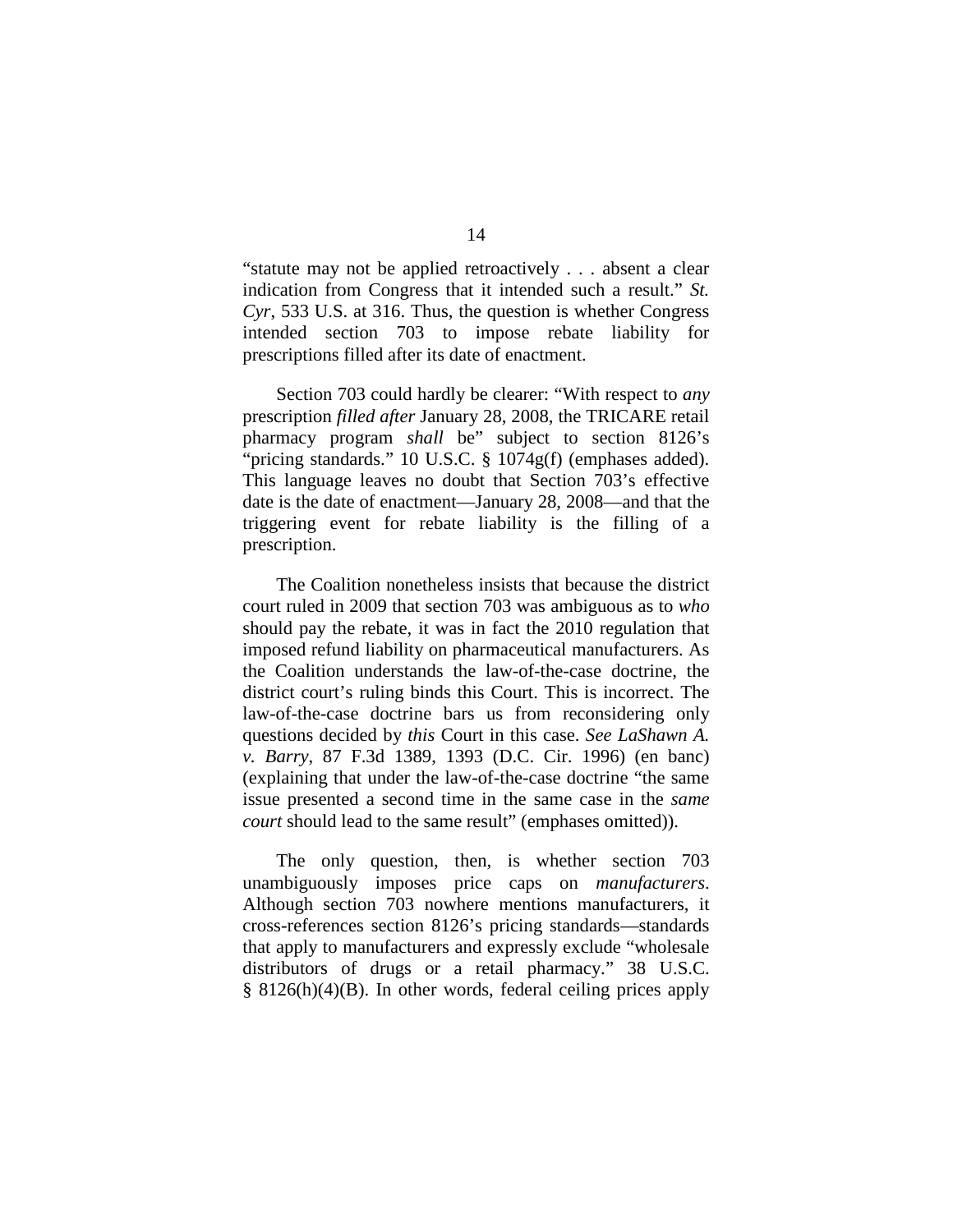"statute may not be applied retroactively . . . absent a clear indication from Congress that it intended such a result." *St. Cyr*, 533 U.S. at 316. Thus, the question is whether Congress intended section 703 to impose rebate liability for prescriptions filled after its date of enactment.

Section 703 could hardly be clearer: "With respect to *any* prescription *filled after* January 28, 2008, the TRICARE retail pharmacy program *shall* be" subject to section 8126's "pricing standards." 10 U.S.C. § 1074g(f) (emphases added). This language leaves no doubt that Section 703's effective date is the date of enactment—January 28, 2008—and that the triggering event for rebate liability is the filling of a prescription.

The Coalition nonetheless insists that because the district court ruled in 2009 that section 703 was ambiguous as to *who* should pay the rebate, it was in fact the 2010 regulation that imposed refund liability on pharmaceutical manufacturers. As the Coalition understands the law-of-the-case doctrine, the district court's ruling binds this Court. This is incorrect. The law-of-the-case doctrine bars us from reconsidering only questions decided by *this* Court in this case. *See LaShawn A. v. Barry*, 87 F.3d 1389, 1393 (D.C. Cir. 1996) (en banc) (explaining that under the law-of-the-case doctrine "the same issue presented a second time in the same case in the *same court* should lead to the same result" (emphases omitted)).

The only question, then, is whether section 703 unambiguously imposes price caps on *manufacturers*. Although section 703 nowhere mentions manufacturers, it cross-references section 8126's pricing standards—standards that apply to manufacturers and expressly exclude "wholesale distributors of drugs or a retail pharmacy." 38 U.S.C. § 8126(h)(4)(B). In other words, federal ceiling prices apply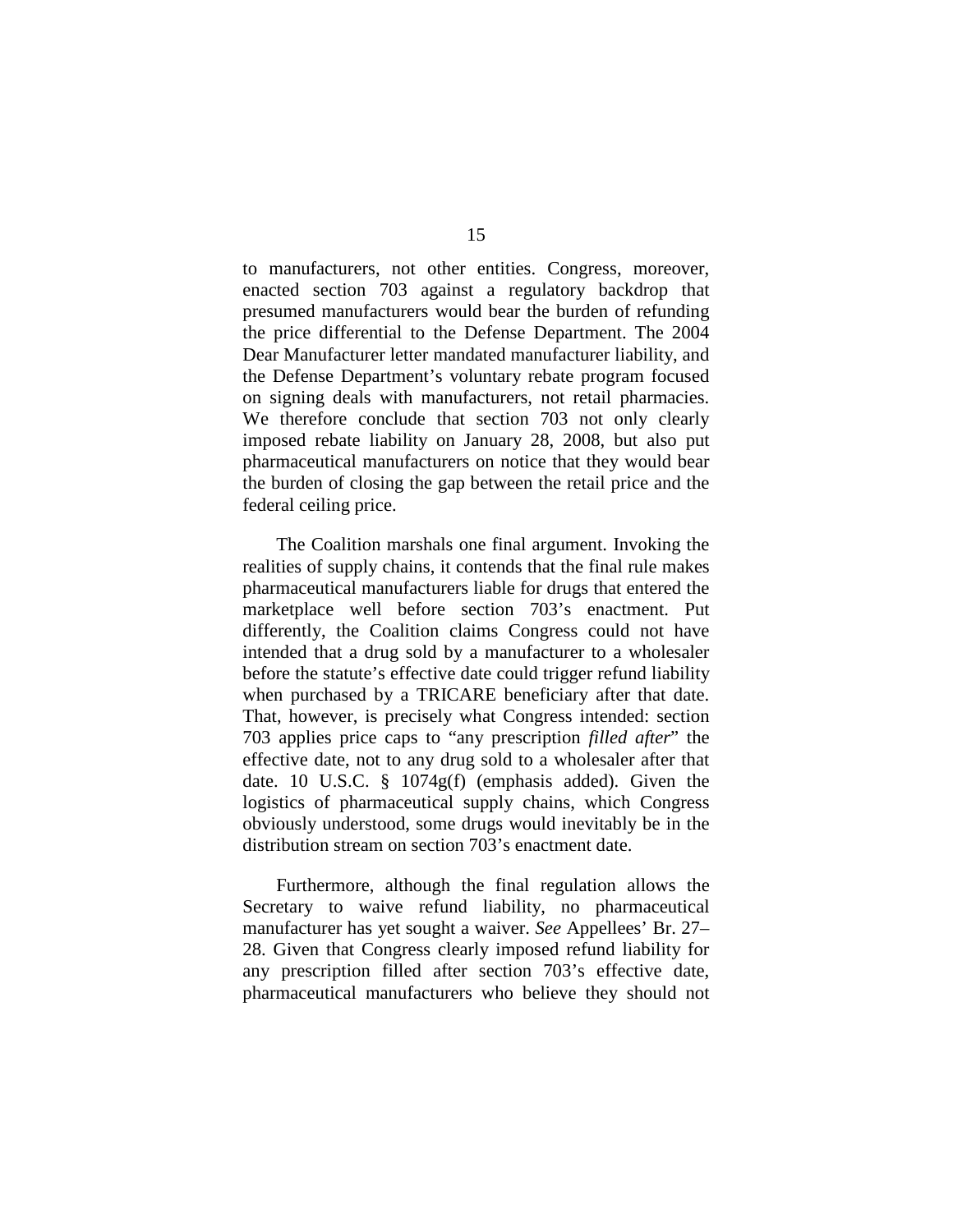to manufacturers, not other entities. Congress, moreover, enacted section 703 against a regulatory backdrop that presumed manufacturers would bear the burden of refunding the price differential to the Defense Department. The 2004 Dear Manufacturer letter mandated manufacturer liability, and the Defense Department's voluntary rebate program focused on signing deals with manufacturers, not retail pharmacies. We therefore conclude that section 703 not only clearly imposed rebate liability on January 28, 2008, but also put pharmaceutical manufacturers on notice that they would bear the burden of closing the gap between the retail price and the federal ceiling price.

The Coalition marshals one final argument. Invoking the realities of supply chains, it contends that the final rule makes pharmaceutical manufacturers liable for drugs that entered the marketplace well before section 703's enactment. Put differently, the Coalition claims Congress could not have intended that a drug sold by a manufacturer to a wholesaler before the statute's effective date could trigger refund liability when purchased by a TRICARE beneficiary after that date. That, however, is precisely what Congress intended: section 703 applies price caps to "any prescription *filled after*" the effective date, not to any drug sold to a wholesaler after that date. 10 U.S.C. § 1074g(f) (emphasis added). Given the logistics of pharmaceutical supply chains, which Congress obviously understood, some drugs would inevitably be in the distribution stream on section 703's enactment date.

Furthermore, although the final regulation allows the Secretary to waive refund liability, no pharmaceutical manufacturer has yet sought a waiver. *See* Appellees' Br. 27–28. Given that Congress clearly imposed refund liability for any prescription filled after section 703's effective date, pharmaceutical manufacturers who believe they should not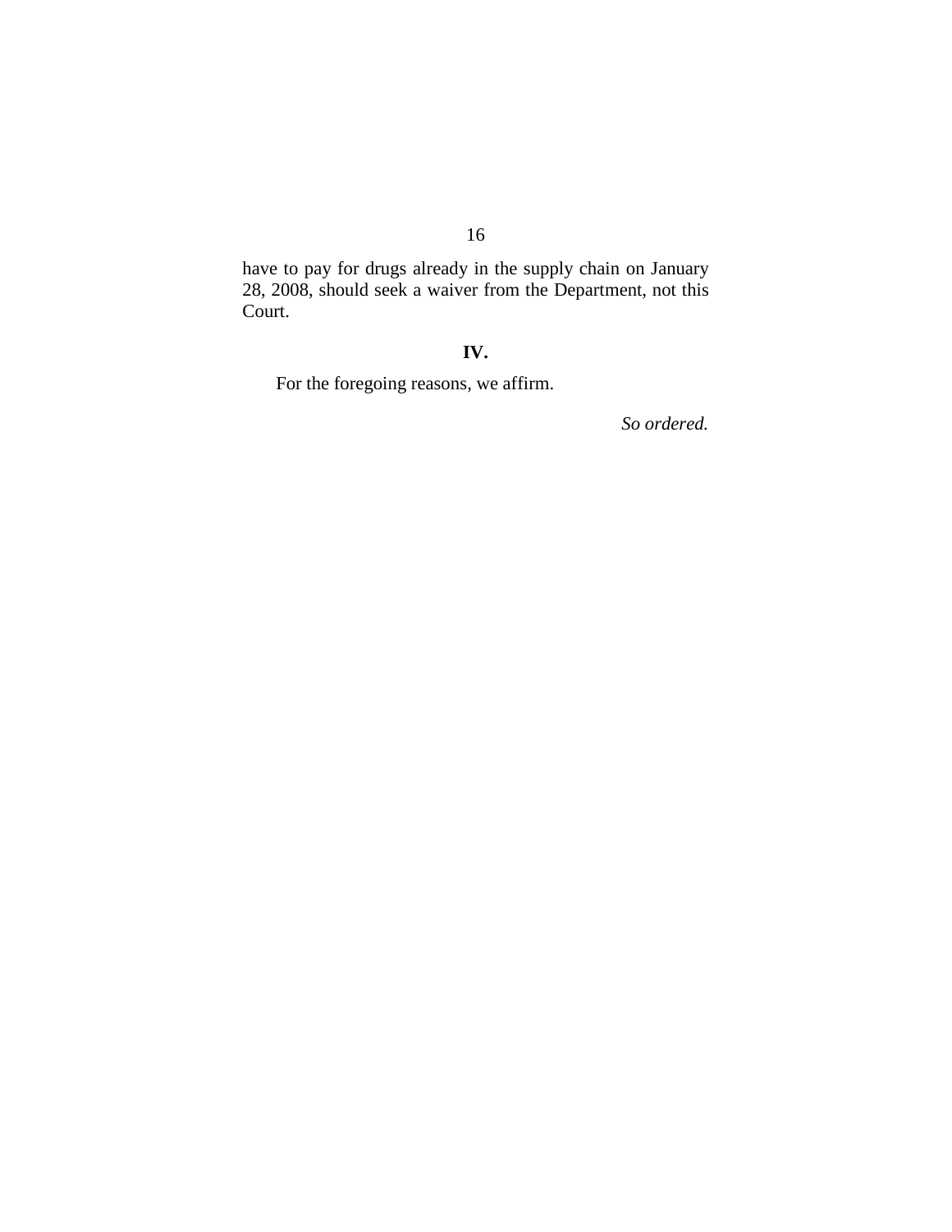have to pay for drugs already in the supply chain on January 28, 2008, should seek a waiver from the Department, not this Court.

## IV.

For the foregoing reasons, we affirm.

*So ordered.*